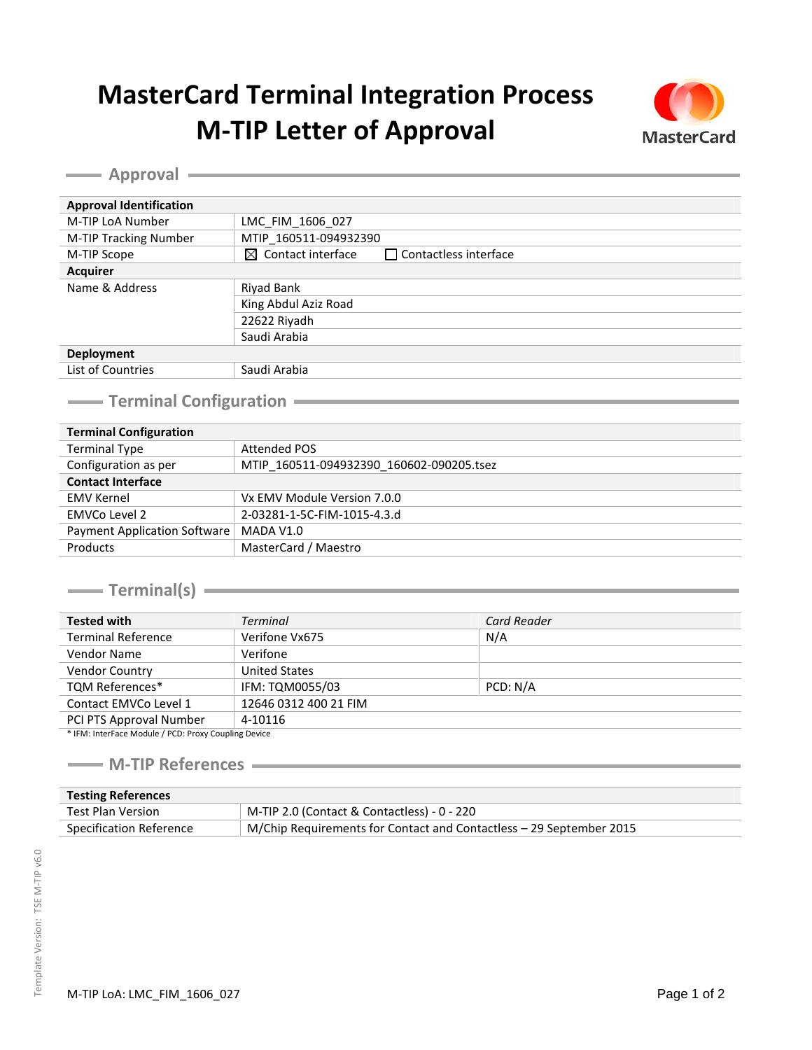# MasterCard Terminal Integration Process
# M-TIP Letter of Approval

## Approval

| Approval Identification | | |
|---|---|---|
| M-TIP LoA Number | LMC_FIM_1606_027 | |
| M-TIP Tracking Number | MTIP_160511-094932390 | |
| M-TIP Scope | ☒ Contact interface | ☐ Contactless interface |
| **Acquirer** | | |
| Name & Address | Riyad Bank | |
| | King Abdul Aziz Road | |
| | 22622 Riyadh | |
| | Saudi Arabia | |
| **Deployment** | | |
| List of Countries | Saudi Arabia | |

## Terminal Configuration

| Terminal Configuration | |
|---|---|
| Terminal Type | Attended POS |
| Configuration as per | MTIP_160511-094932390_160602-090205.tsez |
| **Contact Interface** | |
| EMV Kernel | Vx EMV Module Version 7.0.0 |
| EMVCo Level 2 | 2-03281-1-5C-FIM-1015-4.3.d |
| Payment Application Software | MADA V1.0 |
| Products | MasterCard / Maestro |

## Terminal(s)

| Tested with | *Terminal* | *Card Reader* |
|---|---|---|
| Terminal Reference | Verifone Vx675 | N/A |
| Vendor Name | Verifone | |
| Vendor Country | United States | |
| TQM References* | IFM: TQM0055/03 | PCD: N/A |
| Contact EMVCo Level 1 | 12646 0312 400 21 FIM | |
| PCI PTS Approval Number | 4-10116 | |

* IFM: InterFace Module / PCD: Proxy Coupling Device

## M-TIP References

| Testing References | |
|---|---|
| Test Plan Version | M-TIP 2.0 (Contact & Contactless) - 0 - 220 |
| Specification Reference | M/Chip Requirements for Contact and Contactless – 29 September 2015 |

Template Version: TSE M-TIP v6.0

M-TIP LoA: LMC_FIM_1606_027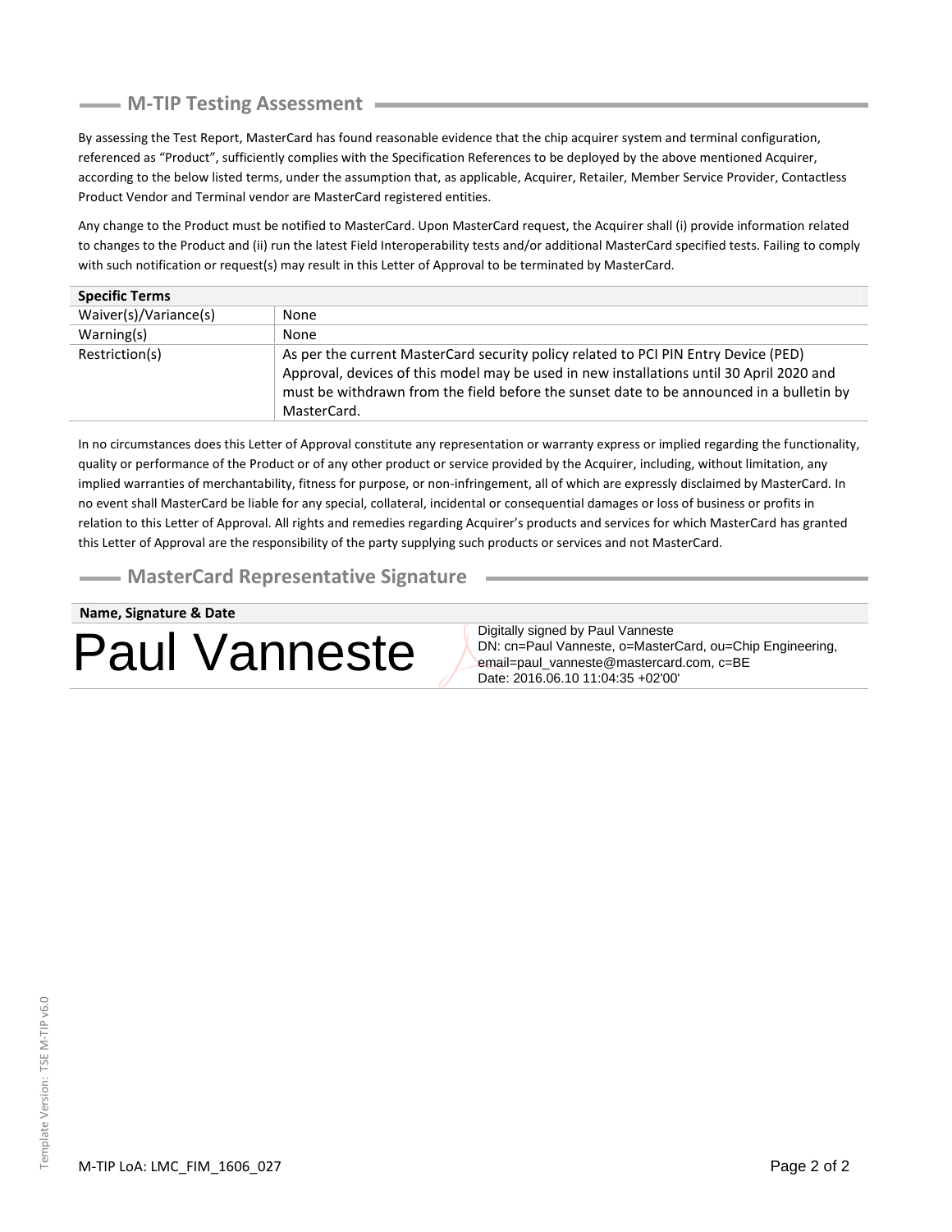## M-TIP Testing Assessment

By assessing the Test Report, MasterCard has found reasonable evidence that the chip acquirer system and terminal configuration, referenced as "Product", sufficiently complies with the Specification References to be deployed by the above mentioned Acquirer, according to the below listed terms, under the assumption that, as applicable, Acquirer, Retailer, Member Service Provider, Contactless Product Vendor and Terminal vendor are MasterCard registered entities.

Any change to the Product must be notified to MasterCard. Upon MasterCard request, the Acquirer shall (i) provide information related to changes to the Product and (ii) run the latest Field Interoperability tests and/or additional MasterCard specified tests. Failing to comply with such notification or request(s) may result in this Letter of Approval to be terminated by MasterCard.

| **Specific Terms** | |
|---|---|
| Waiver(s)/Variance(s) | None |
| Warning(s) | None |
| Restriction(s) | As per the current MasterCard security policy related to PCI PIN Entry Device (PED) Approval, devices of this model may be used in new installations until 30 April 2020 and must be withdrawn from the field before the sunset date to be announced in a bulletin by MasterCard. |

In no circumstances does this Letter of Approval constitute any representation or warranty express or implied regarding the functionality, quality or performance of the Product or of any other product or service provided by the Acquirer, including, without limitation, any implied warranties of merchantability, fitness for purpose, or non-infringement, all of which are expressly disclaimed by MasterCard. In no event shall MasterCard be liable for any special, collateral, incidental or consequential damages or loss of business or profits in relation to this Letter of Approval. All rights and remedies regarding Acquirer's products and services for which MasterCard has granted this Letter of Approval are the responsibility of the party supplying such products or services and not MasterCard.

## MasterCard Representative Signature

**Name, Signature & Date**

Paul Vanneste

Digitally signed by Paul Vanneste
DN: cn=Paul Vanneste, o=MasterCard, ou=Chip Engineering, email=paul_vanneste@mastercard.com, c=BE
Date: 2016.06.10 11:04:35 +02'00'

M-TIP LoA: LMC_FIM_1606_027